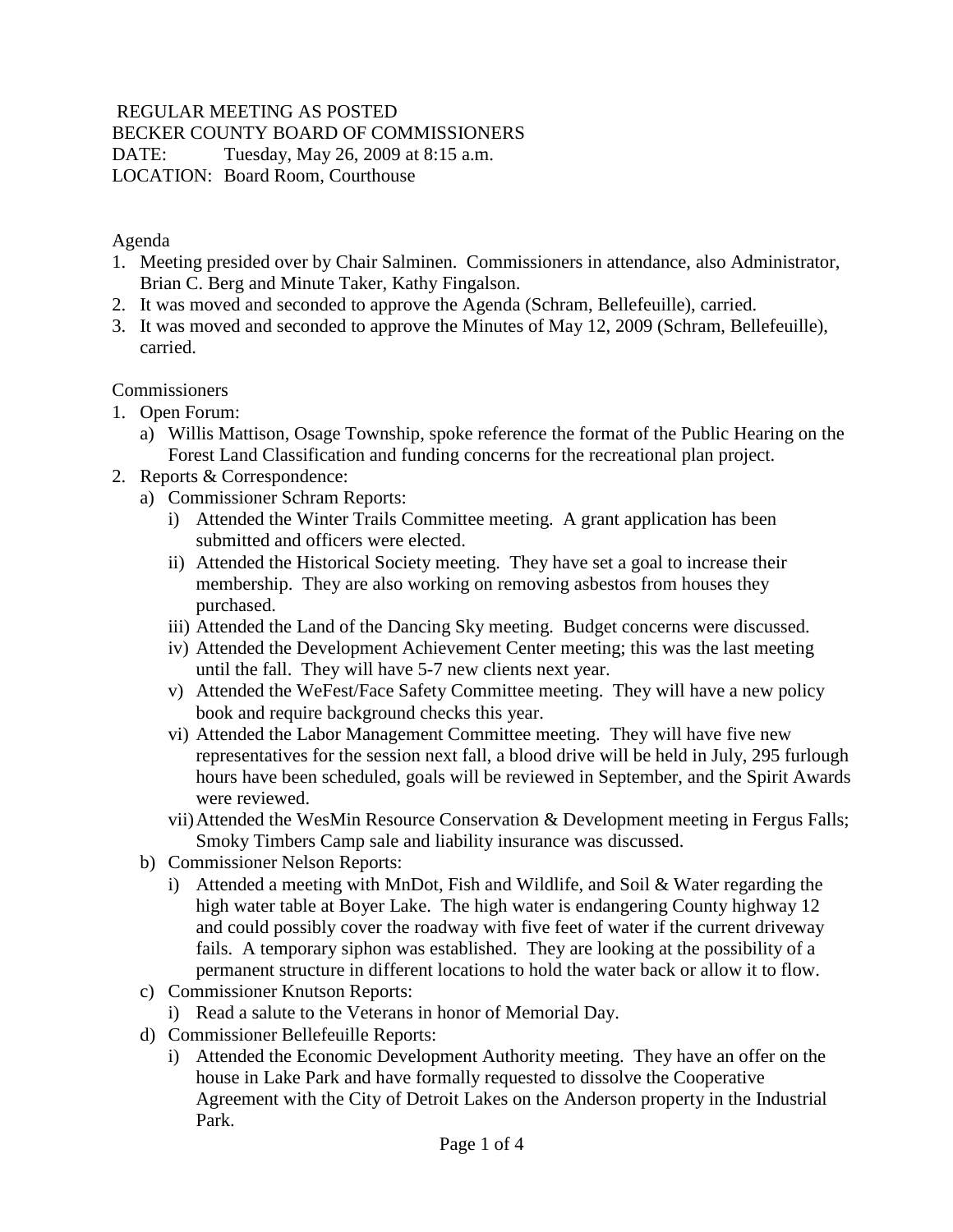REGULAR MEETING AS POSTED
BECKER COUNTY BOARD OF COMMISSIONERS
DATE: Tuesday, May 26, 2009 at 8:15 a.m.
LOCATION: Board Room, Courthouse

Agenda

1. Meeting presided over by Chair Salminen. Commissioners in attendance, also Administrator, Brian C. Berg and Minute Taker, Kathy Fingalson.
2. It was moved and seconded to approve the Agenda (Schram, Bellefeuille), carried.
3. It was moved and seconded to approve the Minutes of May 12, 2009 (Schram, Bellefeuille), carried.

Commissioners

1. Open Forum:
   a) Willis Mattison, Osage Township, spoke reference the format of the Public Hearing on the Forest Land Classification and funding concerns for the recreational plan project.
2. Reports & Correspondence:
   a) Commissioner Schram Reports:
      i) Attended the Winter Trails Committee meeting. A grant application has been submitted and officers were elected.
      ii) Attended the Historical Society meeting. They have set a goal to increase their membership. They are also working on removing asbestos from houses they purchased.
      iii) Attended the Land of the Dancing Sky meeting. Budget concerns were discussed.
      iv) Attended the Development Achievement Center meeting; this was the last meeting until the fall. They will have 5-7 new clients next year.
      v) Attended the WeFest/Face Safety Committee meeting. They will have a new policy book and require background checks this year.
      vi) Attended the Labor Management Committee meeting. They will have five new representatives for the session next fall, a blood drive will be held in July, 295 furlough hours have been scheduled, goals will be reviewed in September, and the Spirit Awards were reviewed.
      vii) Attended the WesMin Resource Conservation & Development meeting in Fergus Falls; Smoky Timbers Camp sale and liability insurance was discussed.
   b) Commissioner Nelson Reports:
      i) Attended a meeting with MnDot, Fish and Wildlife, and Soil & Water regarding the high water table at Boyer Lake. The high water is endangering County highway 12 and could possibly cover the roadway with five feet of water if the current driveway fails. A temporary siphon was established. They are looking at the possibility of a permanent structure in different locations to hold the water back or allow it to flow.
   c) Commissioner Knutson Reports:
      i) Read a salute to the Veterans in honor of Memorial Day.
   d) Commissioner Bellefeuille Reports:
      i) Attended the Economic Development Authority meeting. They have an offer on the house in Lake Park and have formally requested to dissolve the Cooperative Agreement with the City of Detroit Lakes on the Anderson property in the Industrial Park.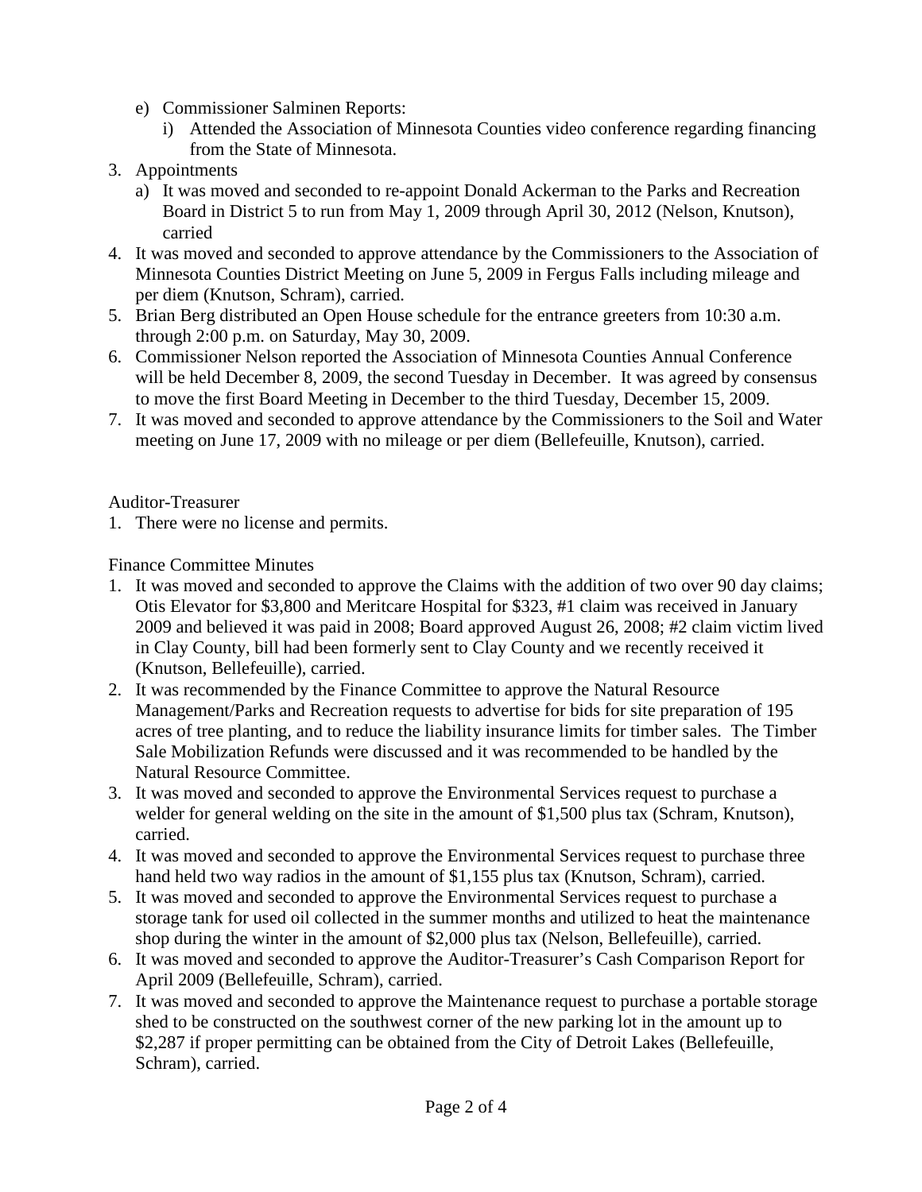e) Commissioner Salminen Reports:
   i) Attended the Association of Minnesota Counties video conference regarding financing from the State of Minnesota.

3. Appointments
   a) It was moved and seconded to re-appoint Donald Ackerman to the Parks and Recreation Board in District 5 to run from May 1, 2009 through April 30, 2012 (Nelson, Knutson), carried
4. It was moved and seconded to approve attendance by the Commissioners to the Association of Minnesota Counties District Meeting on June 5, 2009 in Fergus Falls including mileage and per diem (Knutson, Schram), carried.
5. Brian Berg distributed an Open House schedule for the entrance greeters from 10:30 a.m. through 2:00 p.m. on Saturday, May 30, 2009.
6. Commissioner Nelson reported the Association of Minnesota Counties Annual Conference will be held December 8, 2009, the second Tuesday in December. It was agreed by consensus to move the first Board Meeting in December to the third Tuesday, December 15, 2009.
7. It was moved and seconded to approve attendance by the Commissioners to the Soil and Water meeting on June 17, 2009 with no mileage or per diem (Bellefeuille, Knutson), carried.

Auditor-Treasurer

1. There were no license and permits.

Finance Committee Minutes

1. It was moved and seconded to approve the Claims with the addition of two over 90 day claims; Otis Elevator for $3,800 and Meritcare Hospital for $323, #1 claim was received in January 2009 and believed it was paid in 2008; Board approved August 26, 2008; #2 claim victim lived in Clay County, bill had been formerly sent to Clay County and we recently received it (Knutson, Bellefeuille), carried.
2. It was recommended by the Finance Committee to approve the Natural Resource Management/Parks and Recreation requests to advertise for bids for site preparation of 195 acres of tree planting, and to reduce the liability insurance limits for timber sales. The Timber Sale Mobilization Refunds were discussed and it was recommended to be handled by the Natural Resource Committee.
3. It was moved and seconded to approve the Environmental Services request to purchase a welder for general welding on the site in the amount of $1,500 plus tax (Schram, Knutson), carried.
4. It was moved and seconded to approve the Environmental Services request to purchase three hand held two way radios in the amount of $1,155 plus tax (Knutson, Schram), carried.
5. It was moved and seconded to approve the Environmental Services request to purchase a storage tank for used oil collected in the summer months and utilized to heat the maintenance shop during the winter in the amount of $2,000 plus tax (Nelson, Bellefeuille), carried.
6. It was moved and seconded to approve the Auditor-Treasurer's Cash Comparison Report for April 2009 (Bellefeuille, Schram), carried.
7. It was moved and seconded to approve the Maintenance request to purchase a portable storage shed to be constructed on the southwest corner of the new parking lot in the amount up to $2,287 if proper permitting can be obtained from the City of Detroit Lakes (Bellefeuille, Schram), carried.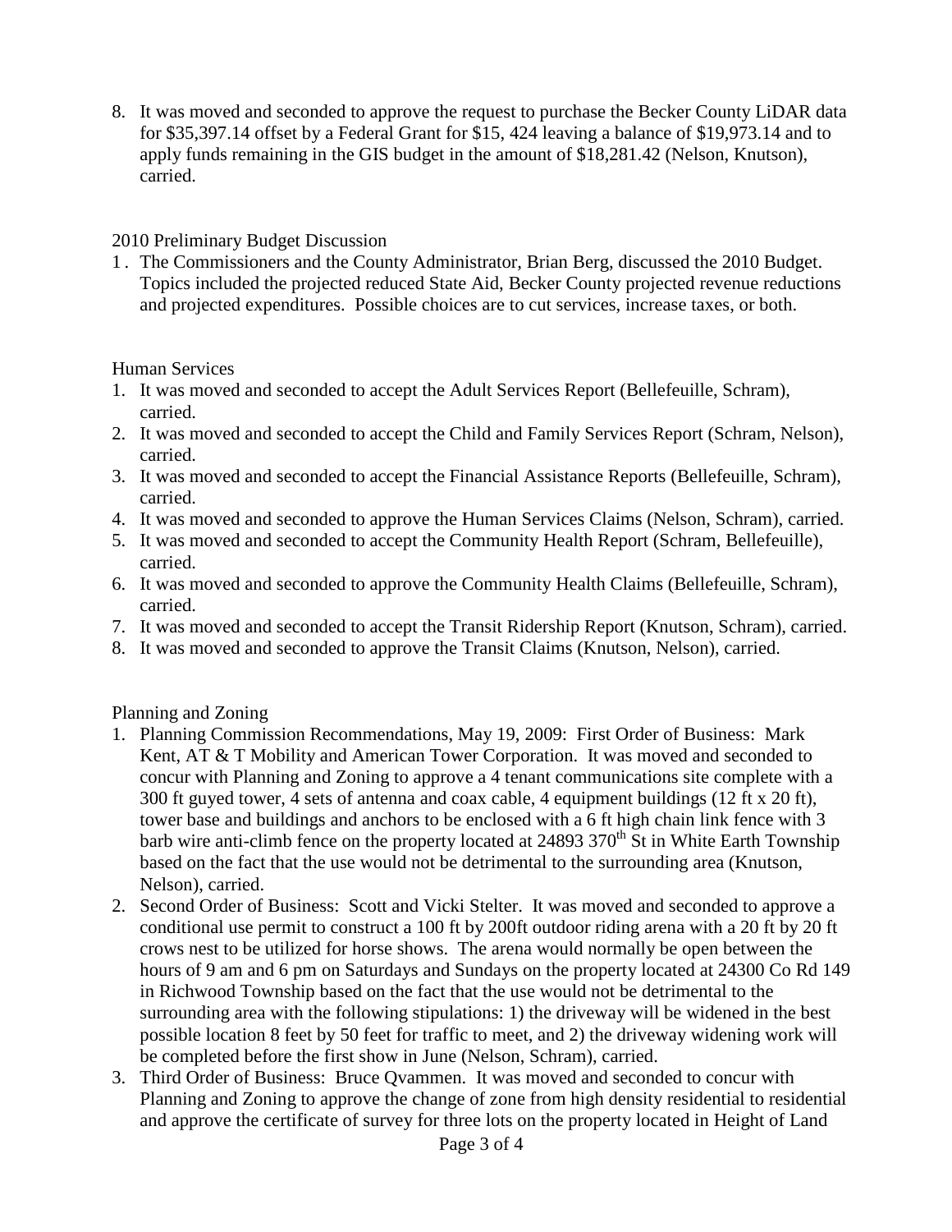8. It was moved and seconded to approve the request to purchase the Becker County LiDAR data for $35,397.14 offset by a Federal Grant for $15, 424 leaving a balance of $19,973.14 and to apply funds remaining in the GIS budget in the amount of $18,281.42 (Nelson, Knutson), carried.

2010 Preliminary Budget Discussion

1. The Commissioners and the County Administrator, Brian Berg, discussed the 2010 Budget. Topics included the projected reduced State Aid, Becker County projected revenue reductions and projected expenditures. Possible choices are to cut services, increase taxes, or both.

Human Services

1. It was moved and seconded to accept the Adult Services Report (Bellefeuille, Schram), carried.
2. It was moved and seconded to accept the Child and Family Services Report (Schram, Nelson), carried.
3. It was moved and seconded to accept the Financial Assistance Reports (Bellefeuille, Schram), carried.
4. It was moved and seconded to approve the Human Services Claims (Nelson, Schram), carried.
5. It was moved and seconded to accept the Community Health Report (Schram, Bellefeuille), carried.
6. It was moved and seconded to approve the Community Health Claims (Bellefeuille, Schram), carried.
7. It was moved and seconded to accept the Transit Ridership Report (Knutson, Schram), carried.
8. It was moved and seconded to approve the Transit Claims (Knutson, Nelson), carried.

Planning and Zoning

1. Planning Commission Recommendations, May 19, 2009: First Order of Business: Mark Kent, AT & T Mobility and American Tower Corporation. It was moved and seconded to concur with Planning and Zoning to approve a 4 tenant communications site complete with a 300 ft guyed tower, 4 sets of antenna and coax cable, 4 equipment buildings (12 ft x 20 ft), tower base and buildings and anchors to be enclosed with a 6 ft high chain link fence with 3 barb wire anti-climb fence on the property located at 24893 370th St in White Earth Township based on the fact that the use would not be detrimental to the surrounding area (Knutson, Nelson), carried.
2. Second Order of Business: Scott and Vicki Stelter. It was moved and seconded to approve a conditional use permit to construct a 100 ft by 200ft outdoor riding arena with a 20 ft by 20 ft crows nest to be utilized for horse shows. The arena would normally be open between the hours of 9 am and 6 pm on Saturdays and Sundays on the property located at 24300 Co Rd 149 in Richwood Township based on the fact that the use would not be detrimental to the surrounding area with the following stipulations: 1) the driveway will be widened in the best possible location 8 feet by 50 feet for traffic to meet, and 2) the driveway widening work will be completed before the first show in June (Nelson, Schram), carried.
3. Third Order of Business: Bruce Qvammen. It was moved and seconded to concur with Planning and Zoning to approve the change of zone from high density residential to residential and approve the certificate of survey for three lots on the property located in Height of Land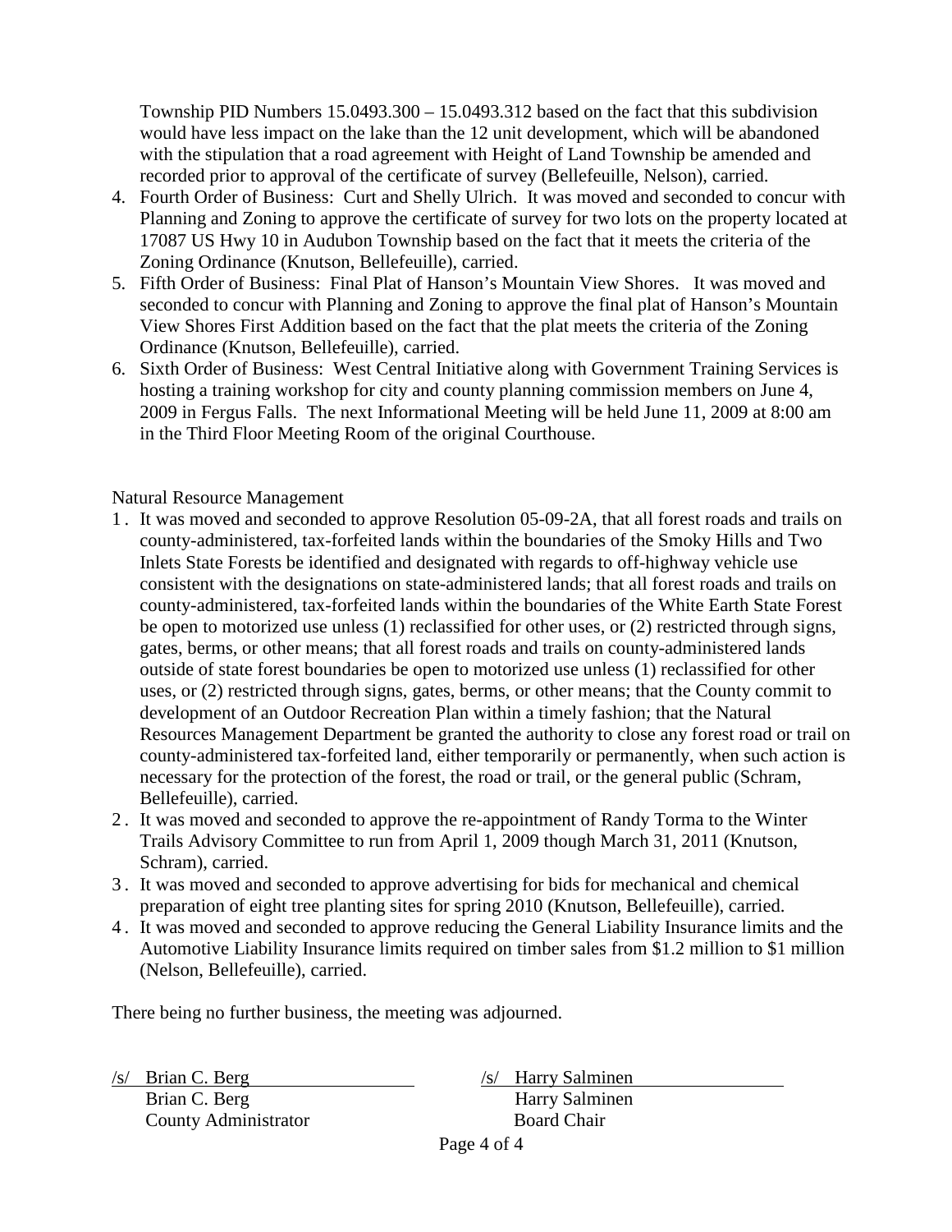Township PID Numbers 15.0493.300 – 15.0493.312 based on the fact that this subdivision would have less impact on the lake than the 12 unit development, which will be abandoned with the stipulation that a road agreement with Height of Land Township be amended and recorded prior to approval of the certificate of survey (Bellefeuille, Nelson), carried.

4. Fourth Order of Business: Curt and Shelly Ulrich. It was moved and seconded to concur with Planning and Zoning to approve the certificate of survey for two lots on the property located at 17087 US Hwy 10 in Audubon Township based on the fact that it meets the criteria of the Zoning Ordinance (Knutson, Bellefeuille), carried.
5. Fifth Order of Business: Final Plat of Hanson's Mountain View Shores. It was moved and seconded to concur with Planning and Zoning to approve the final plat of Hanson's Mountain View Shores First Addition based on the fact that the plat meets the criteria of the Zoning Ordinance (Knutson, Bellefeuille), carried.
6. Sixth Order of Business: West Central Initiative along with Government Training Services is hosting a training workshop for city and county planning commission members on June 4, 2009 in Fergus Falls. The next Informational Meeting will be held June 11, 2009 at 8:00 am in the Third Floor Meeting Room of the original Courthouse.

Natural Resource Management

1. It was moved and seconded to approve Resolution 05-09-2A, that all forest roads and trails on county-administered, tax-forfeited lands within the boundaries of the Smoky Hills and Two Inlets State Forests be identified and designated with regards to off-highway vehicle use consistent with the designations on state-administered lands; that all forest roads and trails on county-administered, tax-forfeited lands within the boundaries of the White Earth State Forest be open to motorized use unless (1) reclassified for other uses, or (2) restricted through signs, gates, berms, or other means; that all forest roads and trails on county-administered lands outside of state forest boundaries be open to motorized use unless (1) reclassified for other uses, or (2) restricted through signs, gates, berms, or other means; that the County commit to development of an Outdoor Recreation Plan within a timely fashion; that the Natural Resources Management Department be granted the authority to close any forest road or trail on county-administered tax-forfeited land, either temporarily or permanently, when such action is necessary for the protection of the forest, the road or trail, or the general public (Schram, Bellefeuille), carried.
2. It was moved and seconded to approve the re-appointment of Randy Torma to the Winter Trails Advisory Committee to run from April 1, 2009 though March 31, 2011 (Knutson, Schram), carried.
3. It was moved and seconded to approve advertising for bids for mechanical and chemical preparation of eight tree planting sites for spring 2010 (Knutson, Bellefeuille), carried.
4. It was moved and seconded to approve reducing the General Liability Insurance limits and the Automotive Liability Insurance limits required on timber sales from $1.2 million to $1 million (Nelson, Bellefeuille), carried.

There being no further business, the meeting was adjourned.

/s/ Brian C. Berg
Brian C. Berg
County Administrator

/s/ Harry Salminen
Harry Salminen
Board Chair